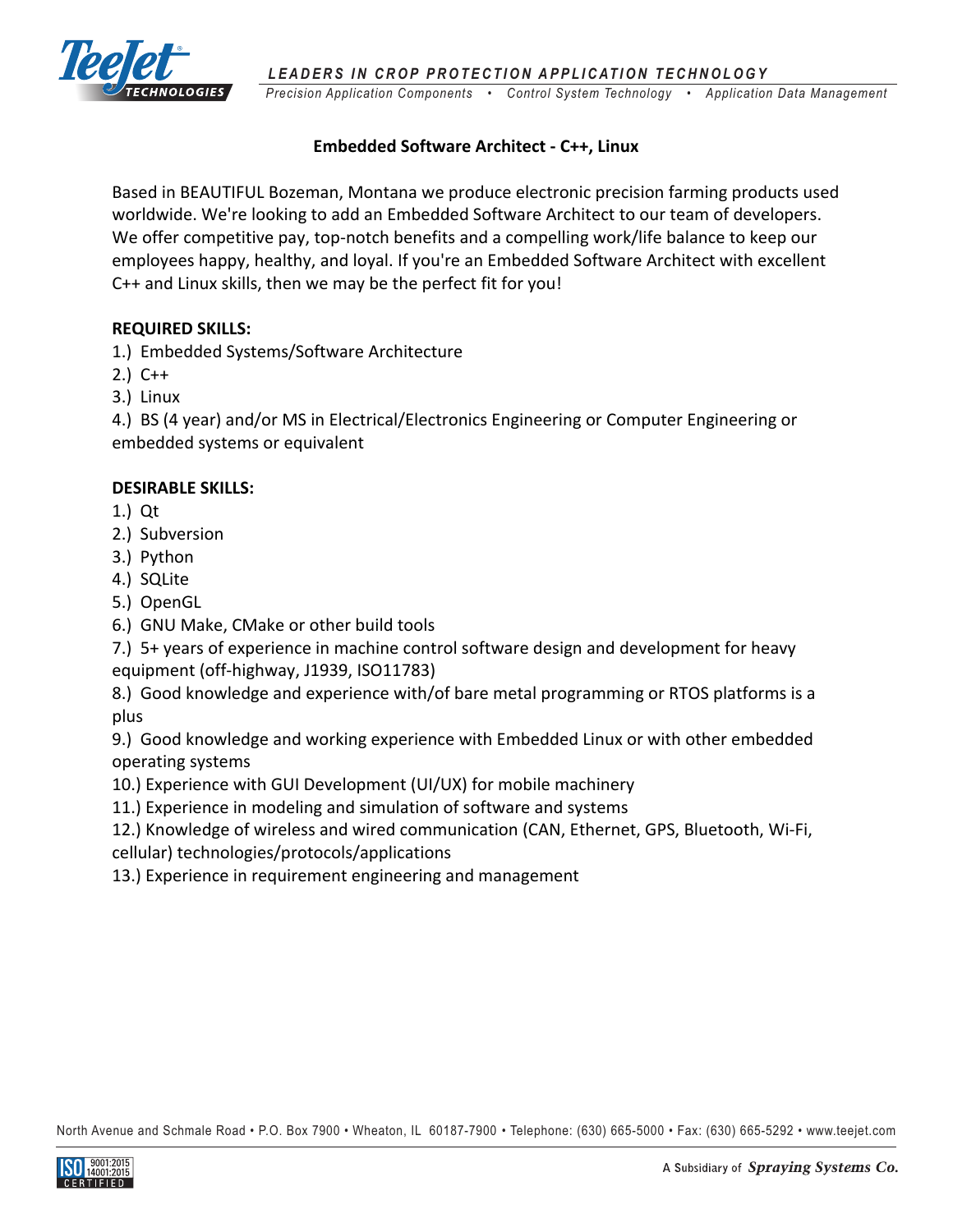## Embedded Software Architect - C++, Linux

Based in BEAUTIFUL Bozeman, Montana we produce electronic precision farming products used worldwide. We're looking to add an Embedded Software Architect to our team of developers. We offer competitive pay, top-notch benefits and a compelling work/life balance to keep our employees happy, healthy, and loyal. If you're an Embedded Software Architect with excellent C++ and Linux skills, then we may be the perfect fit for you!

**REQUIRED SKILLS:**

1.) Embedded Systems/Software Architecture
2.) C++
3.) Linux
4.) BS (4 year) and/or MS in Electrical/Electronics Engineering or Computer Engineering or embedded systems or equivalent

**DESIRABLE SKILLS:**

1.) Qt
2.) Subversion
3.) Python
4.) SQLite
5.) OpenGL
6.) GNU Make, CMake or other build tools
7.) 5+ years of experience in machine control software design and development for heavy equipment (off-highway, J1939, ISO11783)
8.) Good knowledge and experience with/of bare metal programming or RTOS platforms is a plus
9.) Good knowledge and working experience with Embedded Linux or with other embedded operating systems
10.) Experience with GUI Development (UI/UX) for mobile machinery
11.) Experience in modeling and simulation of software and systems
12.) Knowledge of wireless and wired communication (CAN, Ethernet, GPS, Bluetooth, Wi-Fi, cellular) technologies/protocols/applications
13.) Experience in requirement engineering and management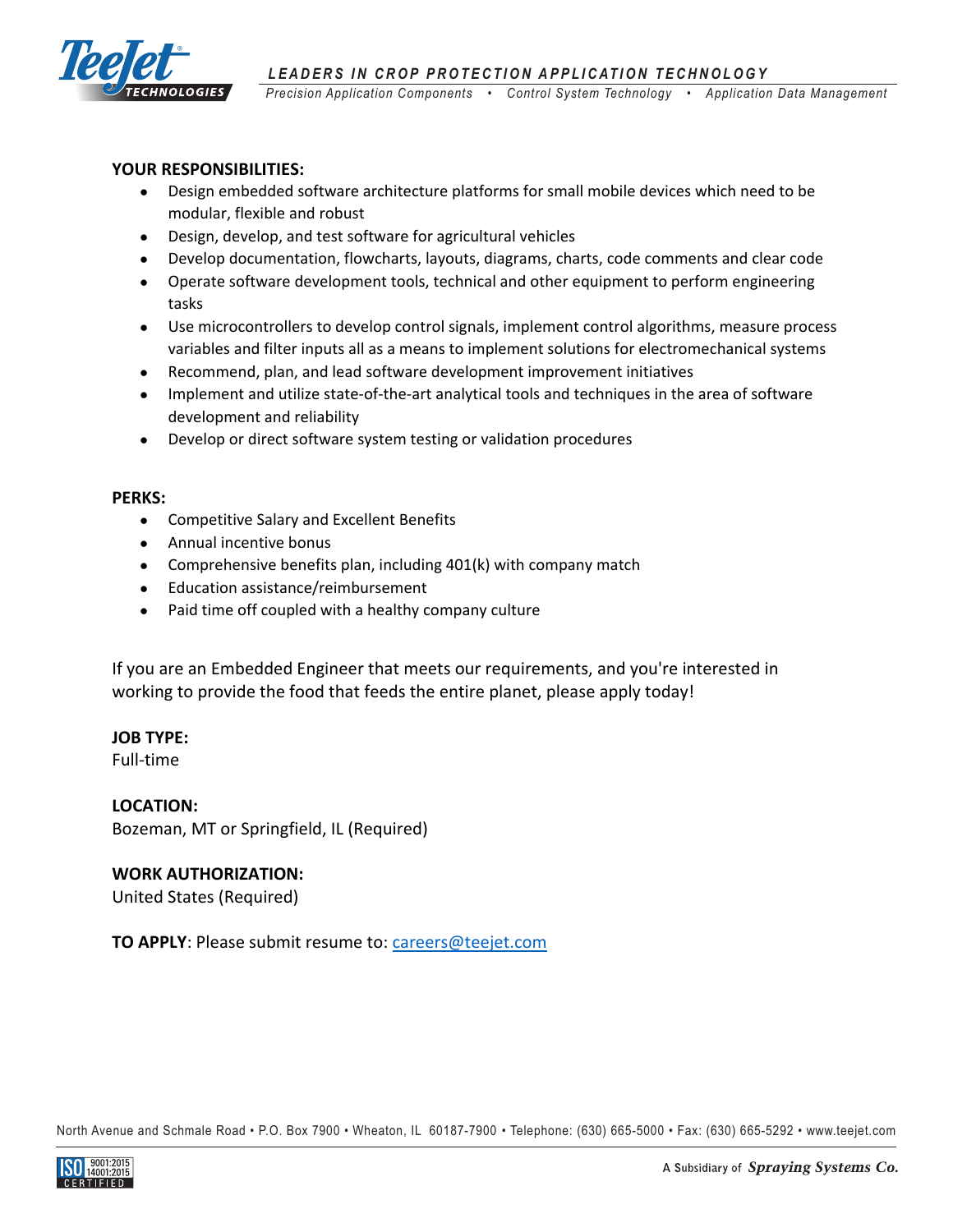**YOUR RESPONSIBILITIES:**

- Design embedded software architecture platforms for small mobile devices which need to be modular, flexible and robust
- Design, develop, and test software for agricultural vehicles
- Develop documentation, flowcharts, layouts, diagrams, charts, code comments and clear code
- Operate software development tools, technical and other equipment to perform engineering tasks
- Use microcontrollers to develop control signals, implement control algorithms, measure process variables and filter inputs all as a means to implement solutions for electromechanical systems
- Recommend, plan, and lead software development improvement initiatives
- Implement and utilize state-of-the-art analytical tools and techniques in the area of software development and reliability
- Develop or direct software system testing or validation procedures

**PERKS:**

- Competitive Salary and Excellent Benefits
- Annual incentive bonus
- Comprehensive benefits plan, including 401(k) with company match
- Education assistance/reimbursement
- Paid time off coupled with a healthy company culture

If you are an Embedded Engineer that meets our requirements, and you're interested in working to provide the food that feeds the entire planet, please apply today!

**JOB TYPE:**
Full-time

**LOCATION:**
Bozeman, MT or Springfield, IL (Required)

**WORK AUTHORIZATION:**
United States (Required)

**TO APPLY**: Please submit resume to: careers@teejet.com